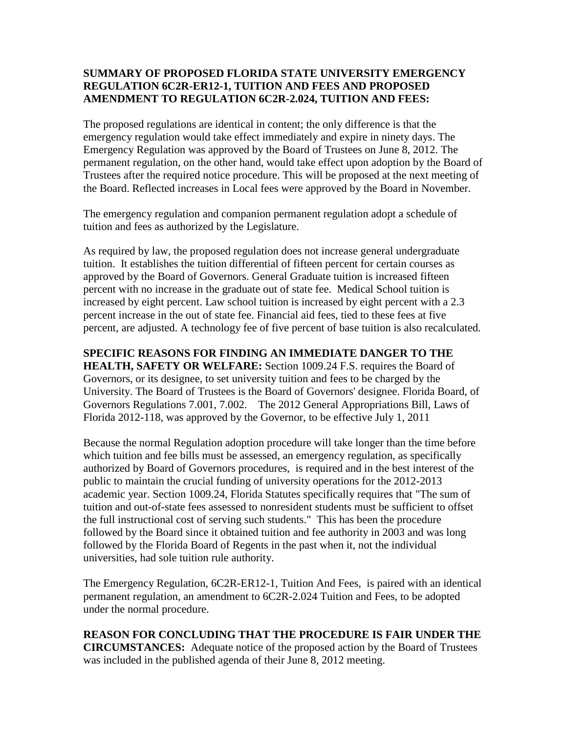**SUMMARY OF PROPOSED FLORIDA STATE UNIVERSITY EMERGENCY REGULATION 6C2R-ER12-1, TUITION AND FEES AND PROPOSED AMENDMENT TO REGULATION 6C2R-2.024, TUITION AND FEES:**

The proposed regulations are identical in content; the only difference is that the emergency regulation would take effect immediately and expire in ninety days. The Emergency Regulation was approved by the Board of Trustees on June 8, 2012. The permanent regulation, on the other hand, would take effect upon adoption by the Board of Trustees after the required notice procedure. This will be proposed at the next meeting of the Board. Reflected increases in Local fees were approved by the Board in November.

The emergency regulation and companion permanent regulation adopt a schedule of tuition and fees as authorized by the Legislature.

As required by law, the proposed regulation does not increase general undergraduate tuition. It establishes the tuition differential of fifteen percent for certain courses as approved by the Board of Governors. General Graduate tuition is increased fifteen percent with no increase in the graduate out of state fee. Medical School tuition is increased by eight percent. Law school tuition is increased by eight percent with a 2.3 percent increase in the out of state fee. Financial aid fees, tied to these fees at five percent, are adjusted. A technology fee of five percent of base tuition is also recalculated.

**SPECIFIC REASONS FOR FINDING AN IMMEDIATE DANGER TO THE HEALTH, SAFETY OR WELFARE:** Section 1009.24 F.S. requires the Board of Governors, or its designee, to set university tuition and fees to be charged by the University. The Board of Trustees is the Board of Governors' designee. Florida Board, of Governors Regulations 7.001, 7.002. The 2012 General Appropriations Bill, Laws of Florida 2012-118, was approved by the Governor, to be effective July 1, 2011

Because the normal Regulation adoption procedure will take longer than the time before which tuition and fee bills must be assessed, an emergency regulation, as specifically authorized by Board of Governors procedures, is required and in the best interest of the public to maintain the crucial funding of university operations for the 2012-2013 academic year. Section 1009.24, Florida Statutes specifically requires that "The sum of tuition and out-of-state fees assessed to nonresident students must be sufficient to offset the full instructional cost of serving such students." This has been the procedure followed by the Board since it obtained tuition and fee authority in 2003 and was long followed by the Florida Board of Regents in the past when it, not the individual universities, had sole tuition rule authority.

The Emergency Regulation, 6C2R-ER12-1, Tuition And Fees, is paired with an identical permanent regulation, an amendment to 6C2R-2.024 Tuition and Fees, to be adopted under the normal procedure.

**REASON FOR CONCLUDING THAT THE PROCEDURE IS FAIR UNDER THE CIRCUMSTANCES:** Adequate notice of the proposed action by the Board of Trustees was included in the published agenda of their June 8, 2012 meeting.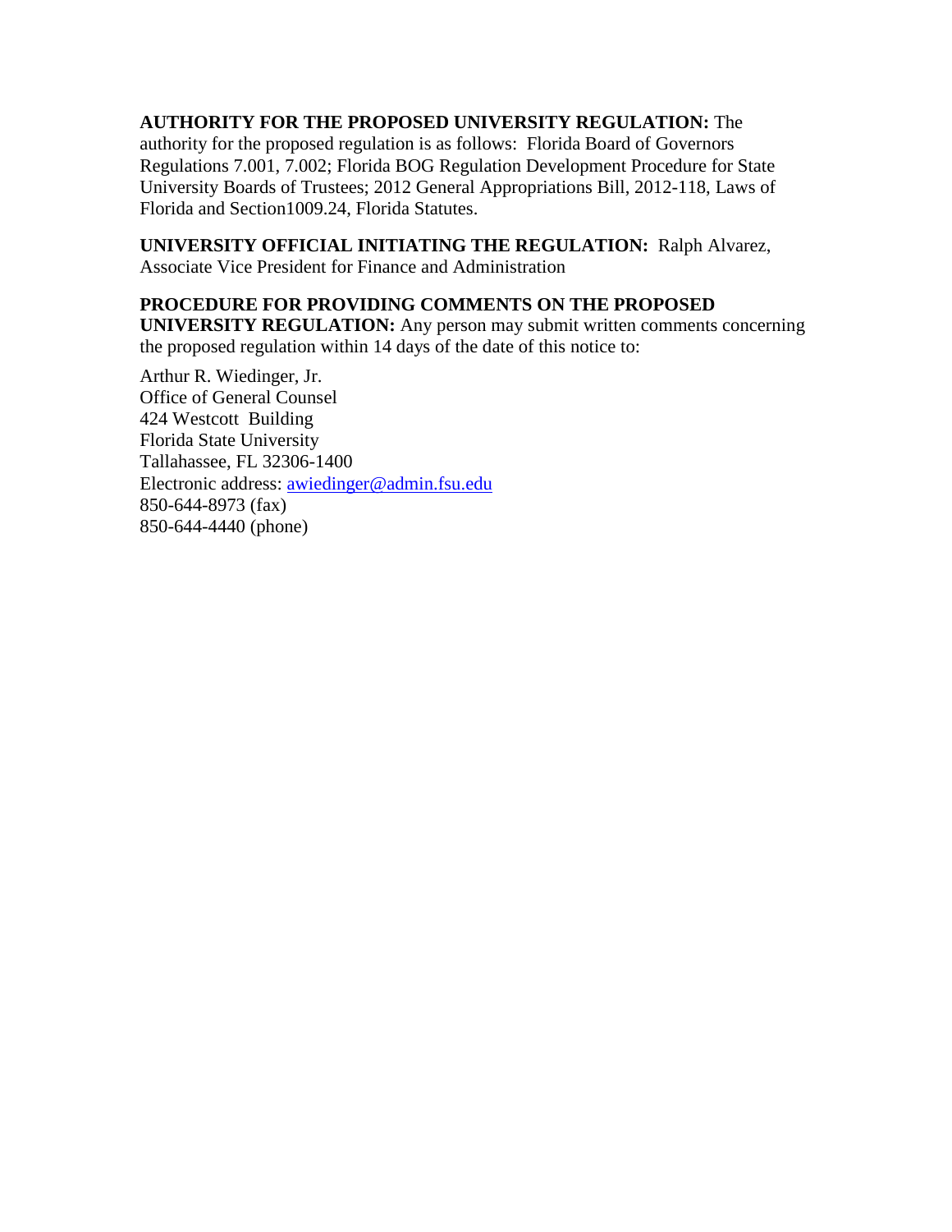**AUTHORITY FOR THE PROPOSED UNIVERSITY REGULATION:** The authority for the proposed regulation is as follows: Florida Board of Governors Regulations 7.001, 7.002; Florida BOG Regulation Development Procedure for State University Boards of Trustees; 2012 General Appropriations Bill, 2012-118, Laws of Florida and Section1009.24, Florida Statutes.

**UNIVERSITY OFFICIAL INITIATING THE REGULATION:** Ralph Alvarez, Associate Vice President for Finance and Administration

**PROCEDURE FOR PROVIDING COMMENTS ON THE PROPOSED UNIVERSITY REGULATION:** Any person may submit written comments concerning the proposed regulation within 14 days of the date of this notice to:

Arthur R. Wiedinger, Jr.
Office of General Counsel
424 Westcott Building
Florida State University
Tallahassee, FL 32306-1400
Electronic address: awiedinger@admin.fsu.edu
850-644-8973 (fax)
850-644-4440 (phone)